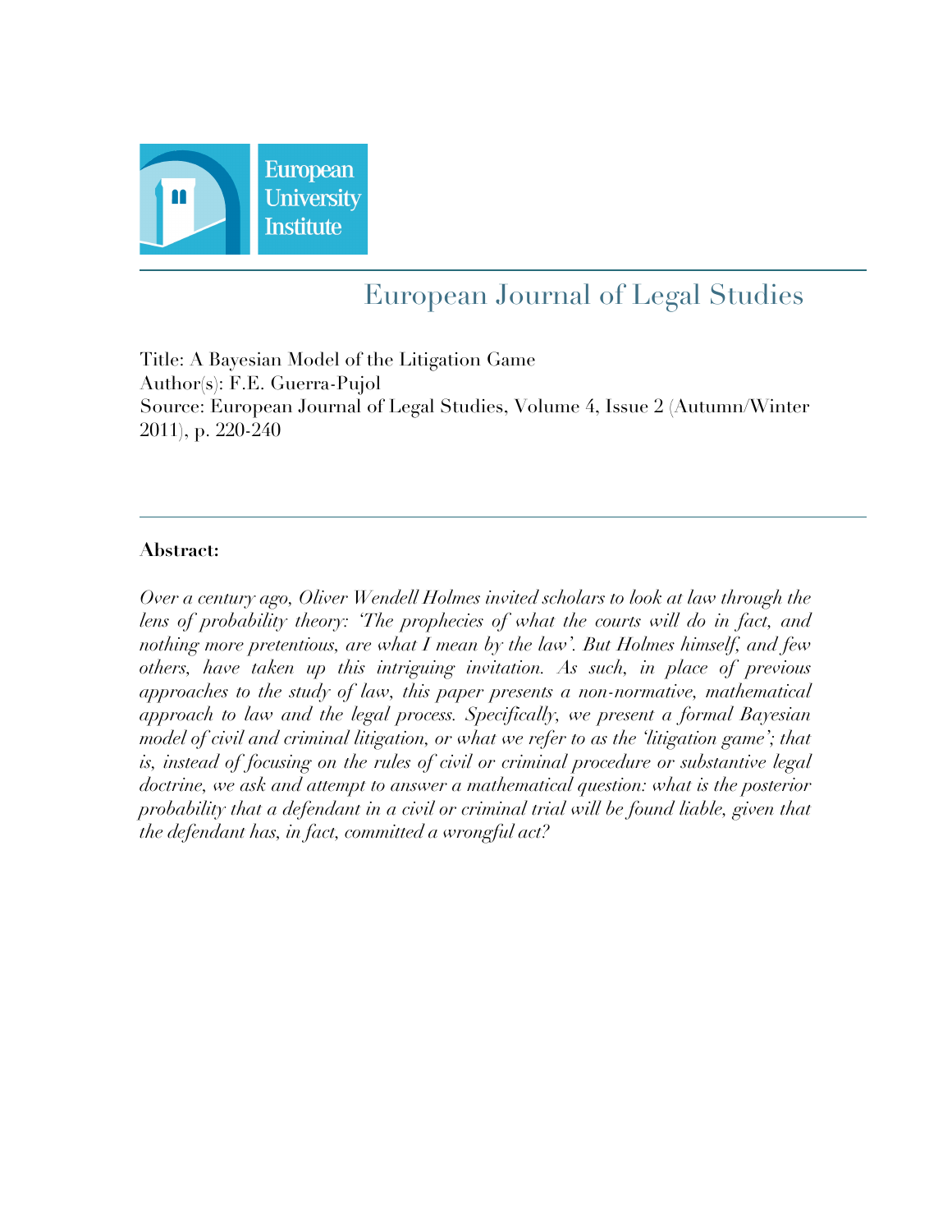European University Institute

# European Journal of Legal Studies

Title: A Bayesian Model of the Litigation Game
Author(s): F.E. Guerra-Pujol
Source: European Journal of Legal Studies, Volume 4, Issue 2 (Autumn/Winter 2011), p. 220-240

---

**Abstract:**

*Over a century ago, Oliver Wendell Holmes invited scholars to look at law through the lens of probability theory: 'The prophecies of what the courts will do in fact, and nothing more pretentious, are what I mean by the law'. But Holmes himself, and few others, have taken up this intriguing invitation. As such, in place of previous approaches to the study of law, this paper presents a non-normative, mathematical approach to law and the legal process. Specifically, we present a formal Bayesian model of civil and criminal litigation, or what we refer to as the 'litigation game'; that is, instead of focusing on the rules of civil or criminal procedure or substantive legal doctrine, we ask and attempt to answer a mathematical question: what is the posterior probability that a defendant in a civil or criminal trial will be found liable, given that the defendant has, in fact, committed a wrongful act?*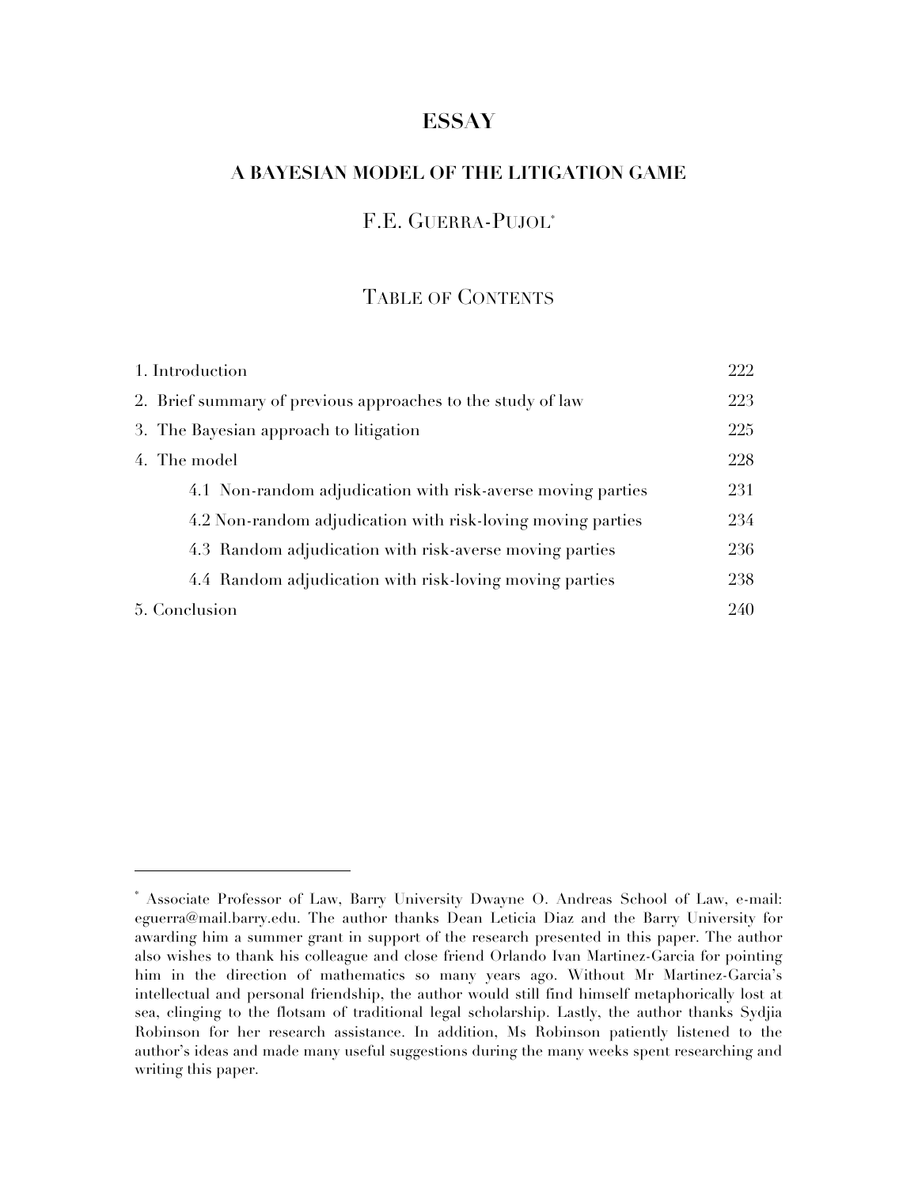# ESSAY

## A BAYESIAN MODEL OF THE LITIGATION GAME

### F.E. GUERRA-PUJOL*

### TABLE OF CONTENTS

| | |
|---|---|
| 1. Introduction | 222 |
| 2. Brief summary of previous approaches to the study of law | 223 |
| 3. The Bayesian approach to litigation | 225 |
| 4. The model | 228 |
| 4.1 Non-random adjudication with risk-averse moving parties | 231 |
| 4.2 Non-random adjudication with risk-loving moving parties | 234 |
| 4.3 Random adjudication with risk-averse moving parties | 236 |
| 4.4 Random adjudication with risk-loving moving parties | 238 |
| 5. Conclusion | 240 |

---

* Associate Professor of Law, Barry University Dwayne O. Andreas School of Law, e-mail: eguerra@mail.barry.edu. The author thanks Dean Leticia Diaz and the Barry University for awarding him a summer grant in support of the research presented in this paper. The author also wishes to thank his colleague and close friend Orlando Ivan Martinez-Garcia for pointing him in the direction of mathematics so many years ago. Without Mr Martinez-Garcia's intellectual and personal friendship, the author would still find himself metaphorically lost at sea, clinging to the flotsam of traditional legal scholarship. Lastly, the author thanks Sydjia Robinson for her research assistance. In addition, Ms Robinson patiently listened to the author's ideas and made many useful suggestions during the many weeks spent researching and writing this paper.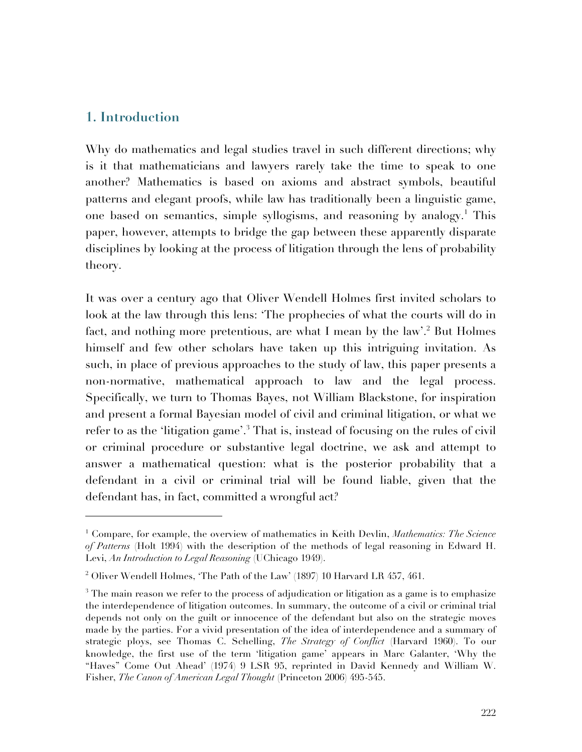## 1. Introduction

Why do mathematics and legal studies travel in such different directions; why is it that mathematicians and lawyers rarely take the time to speak to one another? Mathematics is based on axioms and abstract symbols, beautiful patterns and elegant proofs, while law has traditionally been a linguistic game, one based on semantics, simple syllogisms, and reasoning by analogy.[1] This paper, however, attempts to bridge the gap between these apparently disparate disciplines by looking at the process of litigation through the lens of probability theory.

It was over a century ago that Oliver Wendell Holmes first invited scholars to look at the law through this lens: 'The prophecies of what the courts will do in fact, and nothing more pretentious, are what I mean by the law'.[2] But Holmes himself and few other scholars have taken up this intriguing invitation. As such, in place of previous approaches to the study of law, this paper presents a non-normative, mathematical approach to law and the legal process. Specifically, we turn to Thomas Bayes, not William Blackstone, for inspiration and present a formal Bayesian model of civil and criminal litigation, or what we refer to as the 'litigation game'.[3] That is, instead of focusing on the rules of civil or criminal procedure or substantive legal doctrine, we ask and attempt to answer a mathematical question: what is the posterior probability that a defendant in a civil or criminal trial will be found liable, given that the defendant has, in fact, committed a wrongful act?

---

[1] Compare, for example, the overview of mathematics in Keith Devlin, *Mathematics: The Science of Patterns* (Holt 1994) with the description of the methods of legal reasoning in Edward H. Levi, *An Introduction to Legal Reasoning* (UChicago 1949).

[2] Oliver Wendell Holmes, 'The Path of the Law' (1897) 10 Harvard LR 457, 461.

[3] The main reason we refer to the process of adjudication or litigation as a game is to emphasize the interdependence of litigation outcomes. In summary, the outcome of a civil or criminal trial depends not only on the guilt or innocence of the defendant but also on the strategic moves made by the parties. For a vivid presentation of the idea of interdependence and a summary of strategic ploys, see Thomas C. Schelling, *The Strategy of Conflict* (Harvard 1960). To our knowledge, the first use of the term 'litigation game' appears in Marc Galanter, 'Why the "Haves" Come Out Ahead' (1974) 9 LSR 95, reprinted in David Kennedy and William W. Fisher, *The Canon of American Legal Thought* (Princeton 2006) 495-545.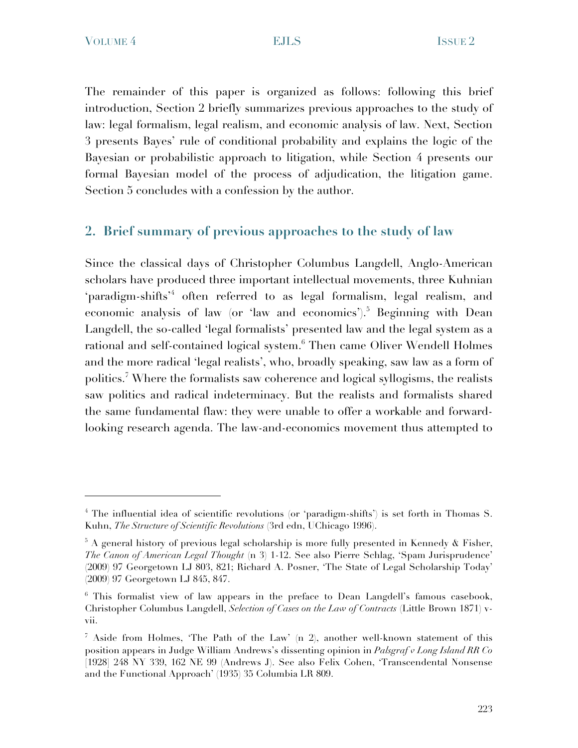The remainder of this paper is organized as follows: following this brief introduction, Section 2 briefly summarizes previous approaches to the study of law: legal formalism, legal realism, and economic analysis of law. Next, Section 3 presents Bayes' rule of conditional probability and explains the logic of the Bayesian or probabilistic approach to litigation, while Section 4 presents our formal Bayesian model of the process of adjudication, the litigation game. Section 5 concludes with a confession by the author.

## 2. Brief summary of previous approaches to the study of law

Since the classical days of Christopher Columbus Langdell, Anglo-American scholars have produced three important intellectual movements, three Kuhnian 'paradigm-shifts'[4] often referred to as legal formalism, legal realism, and economic analysis of law (or 'law and economics').[5] Beginning with Dean Langdell, the so-called 'legal formalists' presented law and the legal system as a rational and self-contained logical system.[6] Then came Oliver Wendell Holmes and the more radical 'legal realists', who, broadly speaking, saw law as a form of politics.[7] Where the formalists saw coherence and logical syllogisms, the realists saw politics and radical indeterminacy. But the realists and formalists shared the same fundamental flaw: they were unable to offer a workable and forward-looking research agenda. The law-and-economics movement thus attempted to

---

[4] The influential idea of scientific revolutions (or 'paradigm-shifts') is set forth in Thomas S. Kuhn, *The Structure of Scientific Revolutions* (3rd edn, UChicago 1996).

[5] A general history of previous legal scholarship is more fully presented in Kennedy & Fisher, *The Canon of American Legal Thought* (n 3) 1-12. See also Pierre Schlag, 'Spam Jurisprudence' (2009) 97 Georgetown LJ 803, 821; Richard A. Posner, 'The State of Legal Scholarship Today' (2009) 97 Georgetown LJ 845, 847.

[6] This formalist view of law appears in the preface to Dean Langdell's famous casebook, Christopher Columbus Langdell, *Selection of Cases on the Law of Contracts* (Little Brown 1871) v-vii.

[7] Aside from Holmes, 'The Path of the Law' (n 2), another well-known statement of this position appears in Judge William Andrews's dissenting opinion in *Palsgraf v Long Island RR Co* [1928] 248 NY 339, 162 NE 99 (Andrews J). See also Felix Cohen, 'Transcendental Nonsense and the Functional Approach' (1935) 35 Columbia LR 809.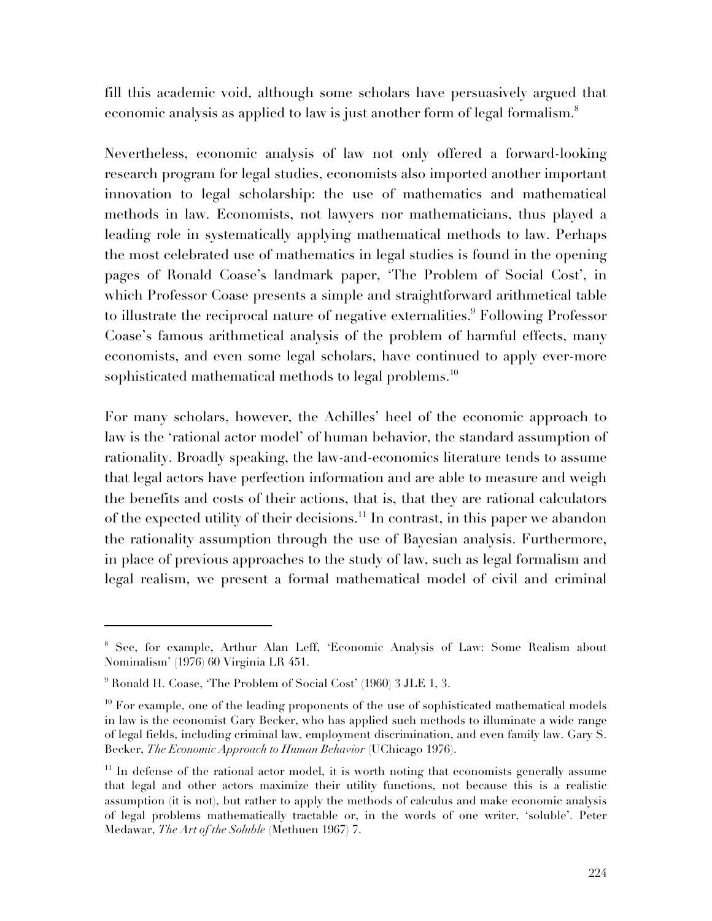fill this academic void, although some scholars have persuasively argued that economic analysis as applied to law is just another form of legal formalism.[8]

Nevertheless, economic analysis of law not only offered a forward-looking research program for legal studies, economists also imported another important innovation to legal scholarship: the use of mathematics and mathematical methods in law. Economists, not lawyers nor mathematicians, thus played a leading role in systematically applying mathematical methods to law. Perhaps the most celebrated use of mathematics in legal studies is found in the opening pages of Ronald Coase's landmark paper, 'The Problem of Social Cost', in which Professor Coase presents a simple and straightforward arithmetical table to illustrate the reciprocal nature of negative externalities.[9] Following Professor Coase's famous arithmetical analysis of the problem of harmful effects, many economists, and even some legal scholars, have continued to apply ever-more sophisticated mathematical methods to legal problems.[10]

For many scholars, however, the Achilles' heel of the economic approach to law is the 'rational actor model' of human behavior, the standard assumption of rationality. Broadly speaking, the law-and-economics literature tends to assume that legal actors have perfection information and are able to measure and weigh the benefits and costs of their actions, that is, that they are rational calculators of the expected utility of their decisions.[11] In contrast, in this paper we abandon the rationality assumption through the use of Bayesian analysis. Furthermore, in place of previous approaches to the study of law, such as legal formalism and legal realism, we present a formal mathematical model of civil and criminal

---

[8] See, for example, Arthur Alan Leff, 'Economic Analysis of Law: Some Realism about Nominalism' (1976) 60 Virginia LR 451.

[9] Ronald H. Coase, 'The Problem of Social Cost' (1960) 3 JLE 1, 3.

[10] For example, one of the leading proponents of the use of sophisticated mathematical models in law is the economist Gary Becker, who has applied such methods to illuminate a wide range of legal fields, including criminal law, employment discrimination, and even family law. Gary S. Becker, *The Economic Approach to Human Behavior* (UChicago 1976).

[11] In defense of the rational actor model, it is worth noting that economists generally assume that legal and other actors maximize their utility functions, not because this is a realistic assumption (it is not), but rather to apply the methods of calculus and make economic analysis of legal problems mathematically tractable or, in the words of one writer, 'soluble'. Peter Medawar, *The Art of the Soluble* (Methuen 1967) 7.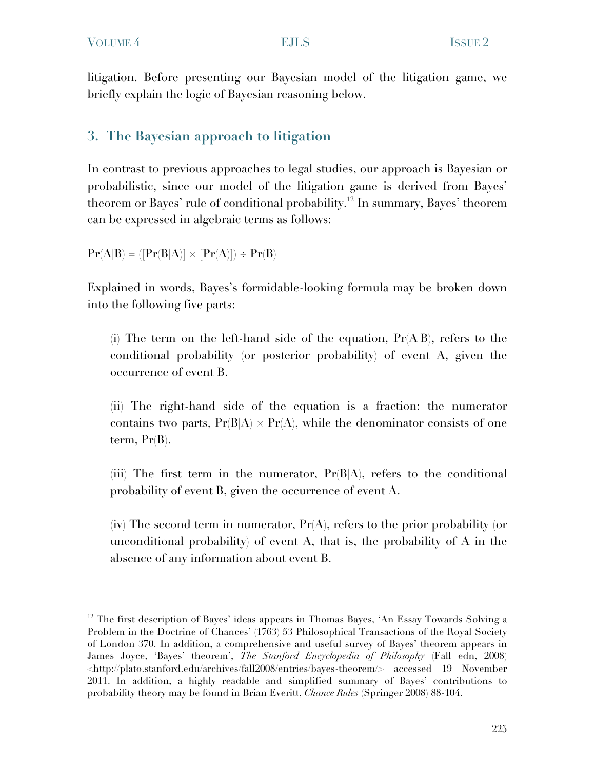litigation. Before presenting our Bayesian model of the litigation game, we briefly explain the logic of Bayesian reasoning below.

## 3. The Bayesian approach to litigation

In contrast to previous approaches to legal studies, our approach is Bayesian or probabilistic, since our model of the litigation game is derived from Bayes' theorem or Bayes' rule of conditional probability.[12] In summary, Bayes' theorem can be expressed in algebraic terms as follows:

$$\Pr(A|B) = ([\Pr(B|A)] \times [\Pr(A)]) \div \Pr(B)$$

Explained in words, Bayes's formidable-looking formula may be broken down into the following five parts:

(i) The term on the left-hand side of the equation, $\Pr(A|B)$, refers to the conditional probability (or posterior probability) of event A, given the occurrence of event B.

(ii) The right-hand side of the equation is a fraction: the numerator contains two parts, $\Pr(B|A) \times \Pr(A)$, while the denominator consists of one term, $\Pr(B)$.

(iii) The first term in the numerator, $\Pr(B|A)$, refers to the conditional probability of event B, given the occurrence of event A.

(iv) The second term in numerator, $\Pr(A)$, refers to the prior probability (or unconditional probability) of event A, that is, the probability of A in the absence of any information about event B.

---

[12] The first description of Bayes' ideas appears in Thomas Bayes, 'An Essay Towards Solving a Problem in the Doctrine of Chances' (1763) 53 Philosophical Transactions of the Royal Society of London 370. In addition, a comprehensive and useful survey of Bayes' theorem appears in James Joyce, 'Bayes' theorem', *The Stanford Encyclopedia of Philosophy* (Fall edn, 2008) <http://plato.stanford.edu/archives/fall2008/entries/bayes-theorem/> accessed 19 November 2011. In addition, a highly readable and simplified summary of Bayes' contributions to probability theory may be found in Brian Everitt, *Chance Rules* (Springer 2008) 88-104.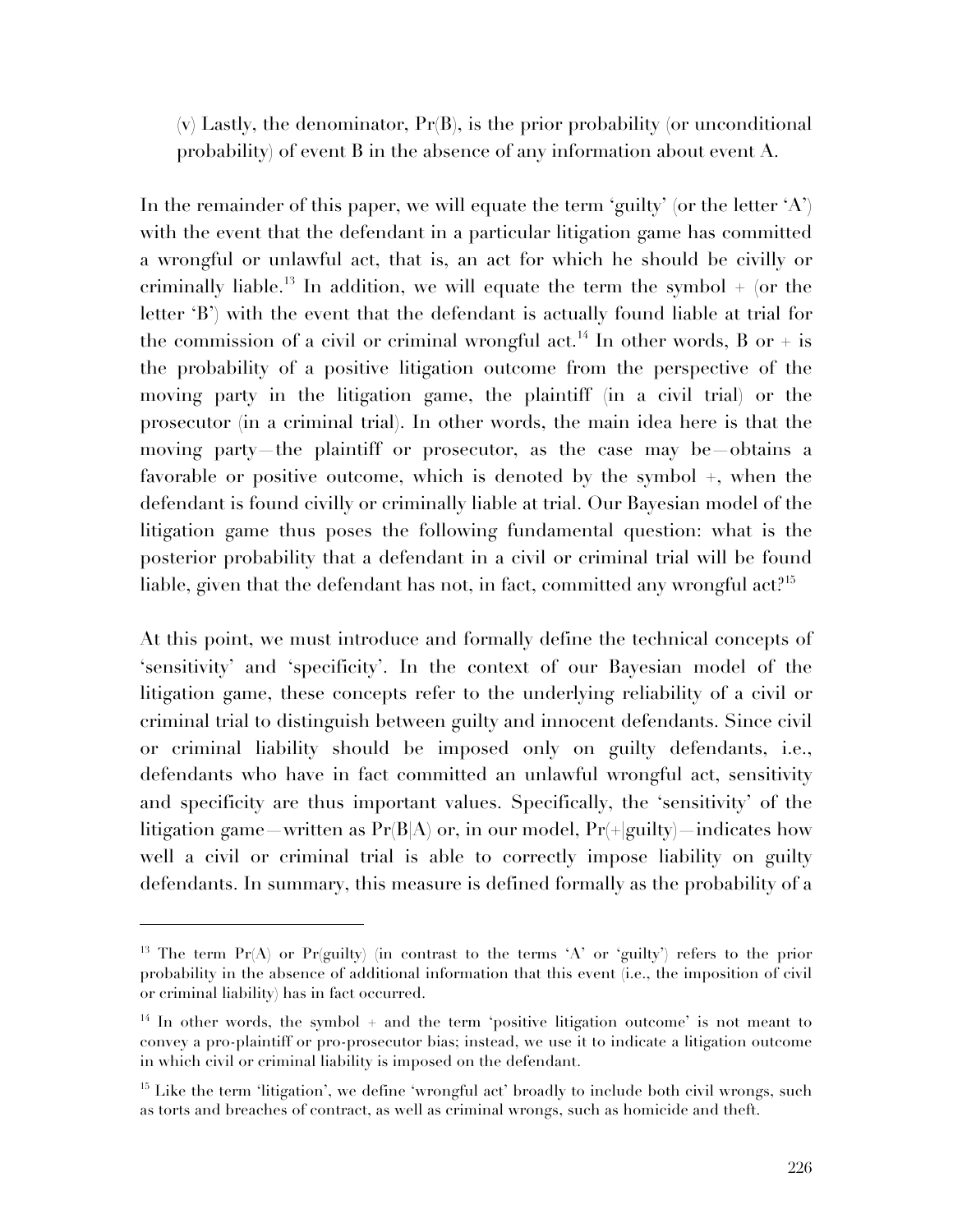(v) Lastly, the denominator, Pr(B), is the prior probability (or unconditional probability) of event B in the absence of any information about event A.

In the remainder of this paper, we will equate the term 'guilty' (or the letter 'A') with the event that the defendant in a particular litigation game has committed a wrongful or unlawful act, that is, an act for which he should be civilly or criminally liable.[13] In addition, we will equate the term the symbol + (or the letter 'B') with the event that the defendant is actually found liable at trial for the commission of a civil or criminal wrongful act.[14] In other words, B or + is the probability of a positive litigation outcome from the perspective of the moving party in the litigation game, the plaintiff (in a civil trial) or the prosecutor (in a criminal trial). In other words, the main idea here is that the moving party—the plaintiff or prosecutor, as the case may be—obtains a favorable or positive outcome, which is denoted by the symbol +, when the defendant is found civilly or criminally liable at trial. Our Bayesian model of the litigation game thus poses the following fundamental question: what is the posterior probability that a defendant in a civil or criminal trial will be found liable, given that the defendant has not, in fact, committed any wrongful act?[15]

At this point, we must introduce and formally define the technical concepts of 'sensitivity' and 'specificity'. In the context of our Bayesian model of the litigation game, these concepts refer to the underlying reliability of a civil or criminal trial to distinguish between guilty and innocent defendants. Since civil or criminal liability should be imposed only on guilty defendants, i.e., defendants who have in fact committed an unlawful wrongful act, sensitivity and specificity are thus important values. Specifically, the 'sensitivity' of the litigation game—written as Pr(B|A) or, in our model, Pr(+|guilty)—indicates how well a civil or criminal trial is able to correctly impose liability on guilty defendants. In summary, this measure is defined formally as the probability of a

---

[13] The term Pr(A) or Pr(guilty) (in contrast to the terms 'A' or 'guilty') refers to the prior probability in the absence of additional information that this event (i.e., the imposition of civil or criminal liability) has in fact occurred.

[14] In other words, the symbol + and the term 'positive litigation outcome' is not meant to convey a pro-plaintiff or pro-prosecutor bias; instead, we use it to indicate a litigation outcome in which civil or criminal liability is imposed on the defendant.

[15] Like the term 'litigation', we define 'wrongful act' broadly to include both civil wrongs, such as torts and breaches of contract, as well as criminal wrongs, such as homicide and theft.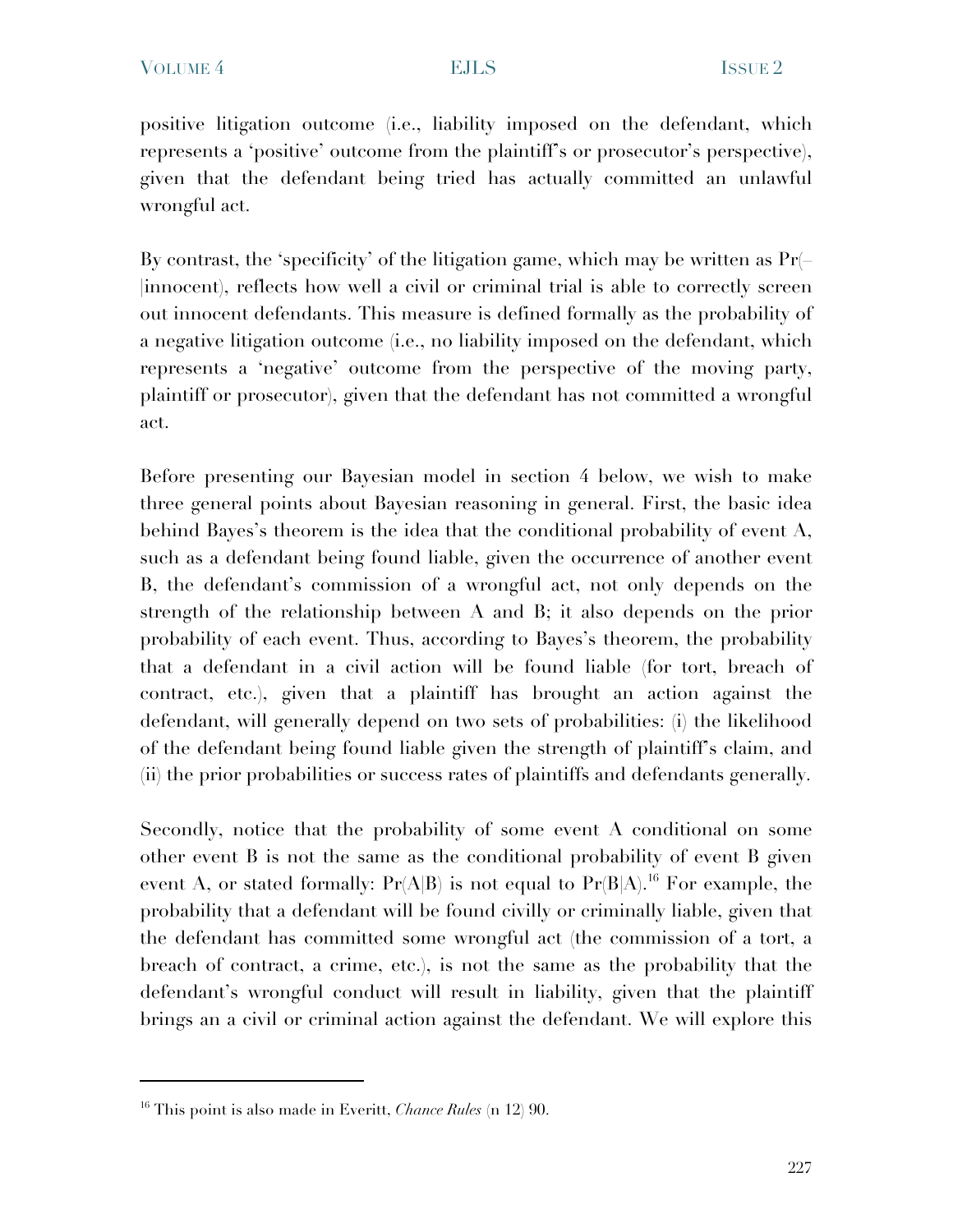positive litigation outcome (i.e., liability imposed on the defendant, which represents a 'positive' outcome from the plaintiff's or prosecutor's perspective), given that the defendant being tried has actually committed an unlawful wrongful act.

By contrast, the 'specificity' of the litigation game, which may be written as Pr(–|innocent), reflects how well a civil or criminal trial is able to correctly screen out innocent defendants. This measure is defined formally as the probability of a negative litigation outcome (i.e., no liability imposed on the defendant, which represents a 'negative' outcome from the perspective of the moving party, plaintiff or prosecutor), given that the defendant has not committed a wrongful act.

Before presenting our Bayesian model in section 4 below, we wish to make three general points about Bayesian reasoning in general. First, the basic idea behind Bayes's theorem is the idea that the conditional probability of event A, such as a defendant being found liable, given the occurrence of another event B, the defendant's commission of a wrongful act, not only depends on the strength of the relationship between A and B; it also depends on the prior probability of each event. Thus, according to Bayes's theorem, the probability that a defendant in a civil action will be found liable (for tort, breach of contract, etc.), given that a plaintiff has brought an action against the defendant, will generally depend on two sets of probabilities: (i) the likelihood of the defendant being found liable given the strength of plaintiff's claim, and (ii) the prior probabilities or success rates of plaintiffs and defendants generally.

Secondly, notice that the probability of some event A conditional on some other event B is not the same as the conditional probability of event B given event A, or stated formally: Pr(A|B) is not equal to Pr(B|A).[16] For example, the probability that a defendant will be found civilly or criminally liable, given that the defendant has committed some wrongful act (the commission of a tort, a breach of contract, a crime, etc.), is not the same as the probability that the defendant's wrongful conduct will result in liability, given that the plaintiff brings an a civil or criminal action against the defendant. We will explore this

---

[16] This point is also made in Everitt, *Chance Rules* (n 12) 90.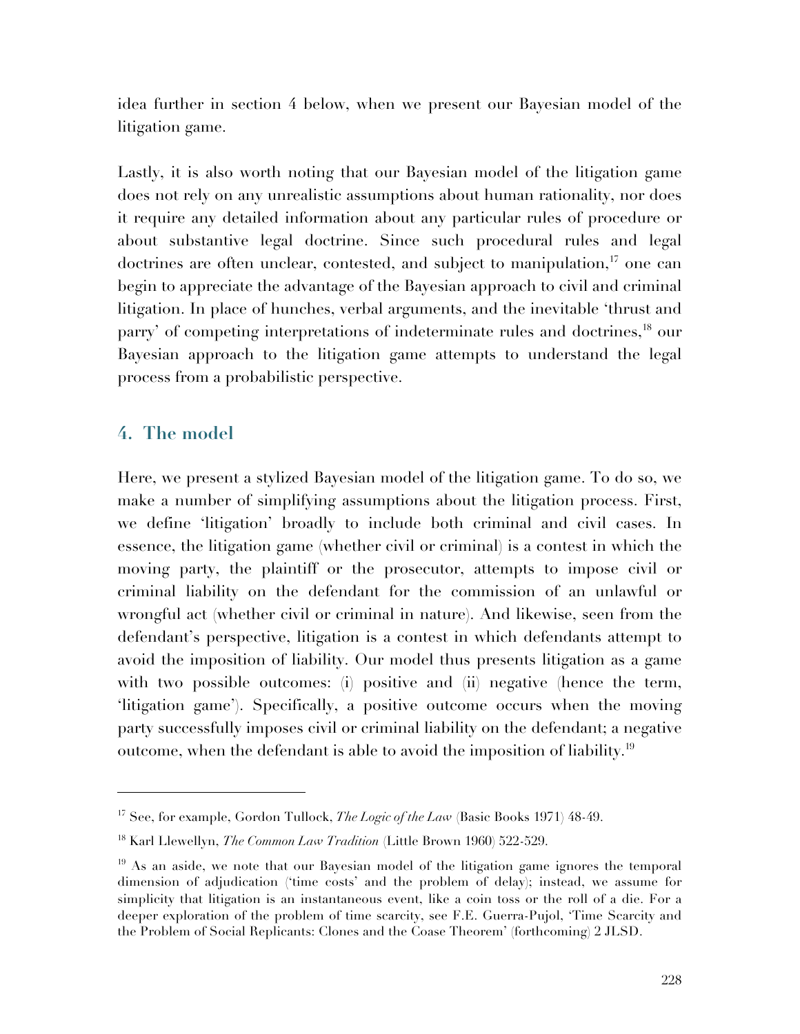idea further in section 4 below, when we present our Bayesian model of the litigation game.

Lastly, it is also worth noting that our Bayesian model of the litigation game does not rely on any unrealistic assumptions about human rationality, nor does it require any detailed information about any particular rules of procedure or about substantive legal doctrine. Since such procedural rules and legal doctrines are often unclear, contested, and subject to manipulation,[17] one can begin to appreciate the advantage of the Bayesian approach to civil and criminal litigation. In place of hunches, verbal arguments, and the inevitable 'thrust and parry' of competing interpretations of indeterminate rules and doctrines,[18] our Bayesian approach to the litigation game attempts to understand the legal process from a probabilistic perspective.

## 4. The model

Here, we present a stylized Bayesian model of the litigation game. To do so, we make a number of simplifying assumptions about the litigation process. First, we define 'litigation' broadly to include both criminal and civil cases. In essence, the litigation game (whether civil or criminal) is a contest in which the moving party, the plaintiff or the prosecutor, attempts to impose civil or criminal liability on the defendant for the commission of an unlawful or wrongful act (whether civil or criminal in nature). And likewise, seen from the defendant's perspective, litigation is a contest in which defendants attempt to avoid the imposition of liability. Our model thus presents litigation as a game with two possible outcomes: (i) positive and (ii) negative (hence the term, 'litigation game'). Specifically, a positive outcome occurs when the moving party successfully imposes civil or criminal liability on the defendant; a negative outcome, when the defendant is able to avoid the imposition of liability.[19]

---

[17] See, for example, Gordon Tullock, *The Logic of the Law* (Basic Books 1971) 48-49.

[18] Karl Llewellyn, *The Common Law Tradition* (Little Brown 1960) 522-529.

[19] As an aside, we note that our Bayesian model of the litigation game ignores the temporal dimension of adjudication ('time costs' and the problem of delay); instead, we assume for simplicity that litigation is an instantaneous event, like a coin toss or the roll of a die. For a deeper exploration of the problem of time scarcity, see F.E. Guerra-Pujol, 'Time Scarcity and the Problem of Social Replicants: Clones and the Coase Theorem' (forthcoming) 2 JLSD.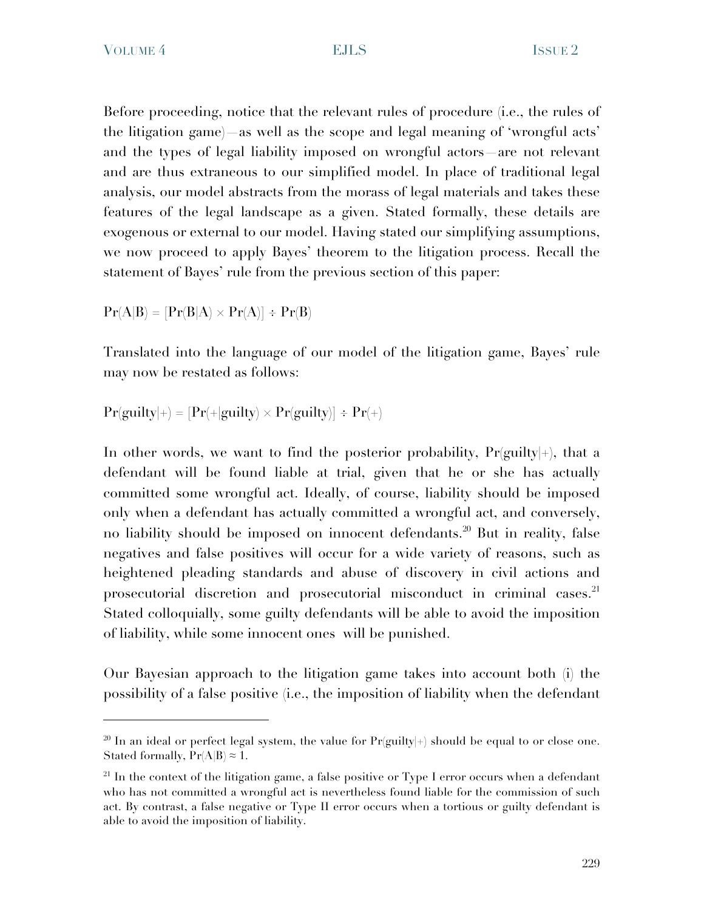Before proceeding, notice that the relevant rules of procedure (i.e., the rules of the litigation game)—as well as the scope and legal meaning of 'wrongful acts' and the types of legal liability imposed on wrongful actors—are not relevant and are thus extraneous to our simplified model. In place of traditional legal analysis, our model abstracts from the morass of legal materials and takes these features of the legal landscape as a given. Stated formally, these details are exogenous or external to our model. Having stated our simplifying assumptions, we now proceed to apply Bayes' theorem to the litigation process. Recall the statement of Bayes' rule from the previous section of this paper:

$$\Pr(A|B) = [\Pr(B|A) \times \Pr(A)] \div \Pr(B)$$

Translated into the language of our model of the litigation game, Bayes' rule may now be restated as follows:

$$\Pr(\text{guilty}|+) = [\Pr(+|\text{guilty}) \times \Pr(\text{guilty})] \div \Pr(+)$$

In other words, we want to find the posterior probability, $\Pr(\text{guilty}|+)$, that a defendant will be found liable at trial, given that he or she has actually committed some wrongful act. Ideally, of course, liability should be imposed only when a defendant has actually committed a wrongful act, and conversely, no liability should be imposed on innocent defendants.[20] But in reality, false negatives and false positives will occur for a wide variety of reasons, such as heightened pleading standards and abuse of discovery in civil actions and prosecutorial discretion and prosecutorial misconduct in criminal cases.[21] Stated colloquially, some guilty defendants will be able to avoid the imposition of liability, while some innocent ones will be punished.

Our Bayesian approach to the litigation game takes into account both (i) the possibility of a false positive (i.e., the imposition of liability when the defendant

---

[20] In an ideal or perfect legal system, the value for $\Pr(\text{guilty}|+)$ should be equal to or close one. Stated formally, $\Pr(A|B) \approx 1$.

[21] In the context of the litigation game, a false positive or Type I error occurs when a defendant who has not committed a wrongful act is nevertheless found liable for the commission of such act. By contrast, a false negative or Type II error occurs when a tortious or guilty defendant is able to avoid the imposition of liability.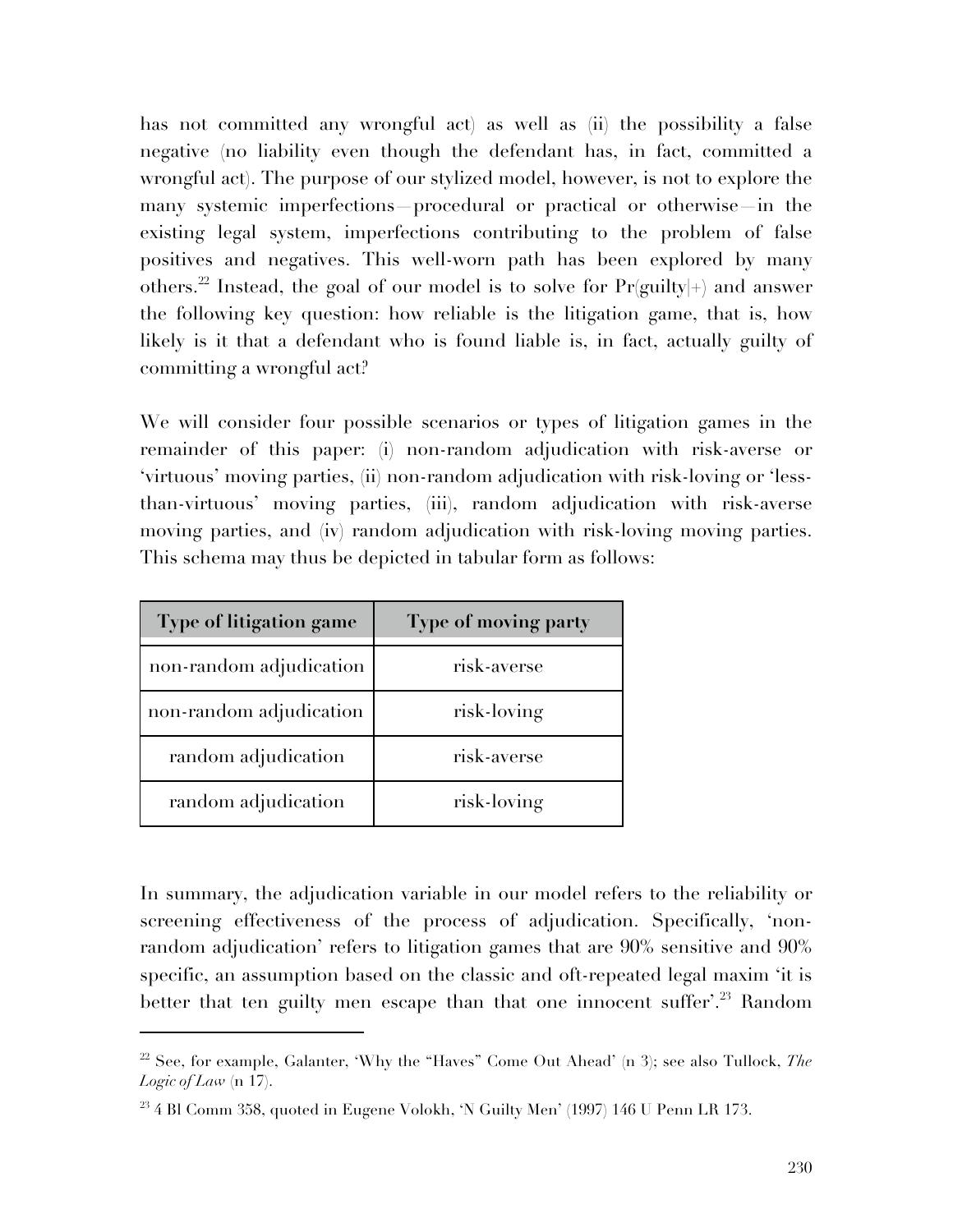has not committed any wrongful act) as well as (ii) the possibility a false negative (no liability even though the defendant has, in fact, committed a wrongful act). The purpose of our stylized model, however, is not to explore the many systemic imperfections—procedural or practical or otherwise—in the existing legal system, imperfections contributing to the problem of false positives and negatives. This well-worn path has been explored by many others.[22] Instead, the goal of our model is to solve for Pr(guilty|+) and answer the following key question: how reliable is the litigation game, that is, how likely is it that a defendant who is found liable is, in fact, actually guilty of committing a wrongful act?

We will consider four possible scenarios or types of litigation games in the remainder of this paper: (i) non-random adjudication with risk-averse or 'virtuous' moving parties, (ii) non-random adjudication with risk-loving or 'less-than-virtuous' moving parties, (iii), random adjudication with risk-averse moving parties, and (iv) random adjudication with risk-loving moving parties. This schema may thus be depicted in tabular form as follows:

| Type of litigation game | Type of moving party |
|---|---|
| non-random adjudication | risk-averse |
| non-random adjudication | risk-loving |
| random adjudication | risk-averse |
| random adjudication | risk-loving |

In summary, the adjudication variable in our model refers to the reliability or screening effectiveness of the process of adjudication. Specifically, 'non-random adjudication' refers to litigation games that are 90% sensitive and 90% specific, an assumption based on the classic and oft-repeated legal maxim 'it is better that ten guilty men escape than that one innocent suffer'.[23] Random

[22] See, for example, Galanter, 'Why the "Haves" Come Out Ahead' (n 3); see also Tullock, *The Logic of Law* (n 17).

[23] 4 Bl Comm 358, quoted in Eugene Volokh, 'N Guilty Men' (1997) 146 U Penn LR 173.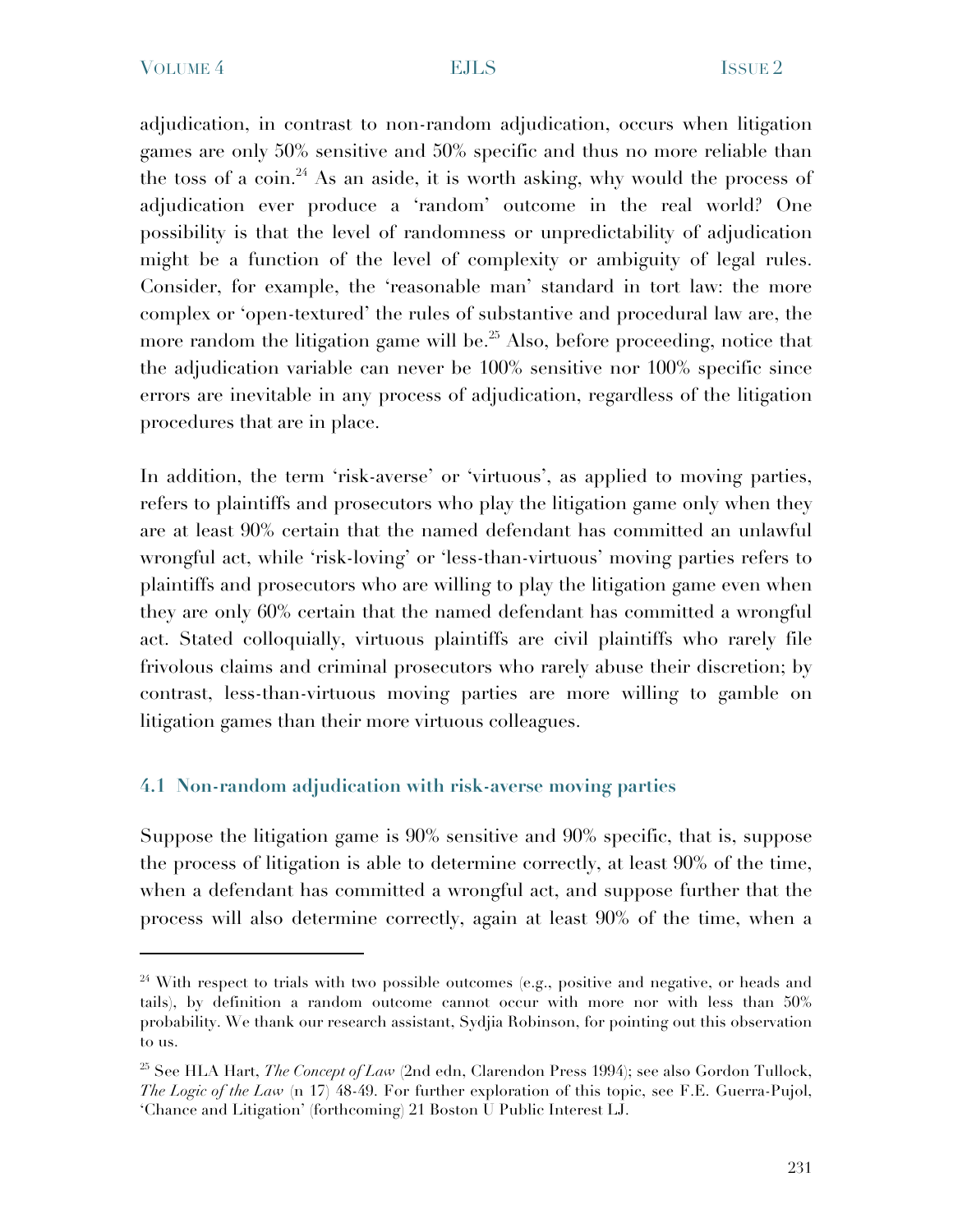adjudication, in contrast to non-random adjudication, occurs when litigation games are only 50% sensitive and 50% specific and thus no more reliable than the toss of a coin.[24] As an aside, it is worth asking, why would the process of adjudication ever produce a 'random' outcome in the real world? One possibility is that the level of randomness or unpredictability of adjudication might be a function of the level of complexity or ambiguity of legal rules. Consider, for example, the 'reasonable man' standard in tort law: the more complex or 'open-textured' the rules of substantive and procedural law are, the more random the litigation game will be.[25] Also, before proceeding, notice that the adjudication variable can never be 100% sensitive nor 100% specific since errors are inevitable in any process of adjudication, regardless of the litigation procedures that are in place.

In addition, the term 'risk-averse' or 'virtuous', as applied to moving parties, refers to plaintiffs and prosecutors who play the litigation game only when they are at least 90% certain that the named defendant has committed an unlawful wrongful act, while 'risk-loving' or 'less-than-virtuous' moving parties refers to plaintiffs and prosecutors who are willing to play the litigation game even when they are only 60% certain that the named defendant has committed a wrongful act. Stated colloquially, virtuous plaintiffs are civil plaintiffs who rarely file frivolous claims and criminal prosecutors who rarely abuse their discretion; by contrast, less-than-virtuous moving parties are more willing to gamble on litigation games than their more virtuous colleagues.

### 4.1 Non-random adjudication with risk-averse moving parties

Suppose the litigation game is 90% sensitive and 90% specific, that is, suppose the process of litigation is able to determine correctly, at least 90% of the time, when a defendant has committed a wrongful act, and suppose further that the process will also determine correctly, again at least 90% of the time, when a

---

[24] With respect to trials with two possible outcomes (e.g., positive and negative, or heads and tails), by definition a random outcome cannot occur with more nor with less than 50% probability. We thank our research assistant, Sydjia Robinson, for pointing out this observation to us.

[25] See HLA Hart, *The Concept of Law* (2nd edn, Clarendon Press 1994); see also Gordon Tullock, *The Logic of the Law* (n 17) 48-49. For further exploration of this topic, see F.E. Guerra-Pujol, 'Chance and Litigation' (forthcoming) 21 Boston U Public Interest LJ.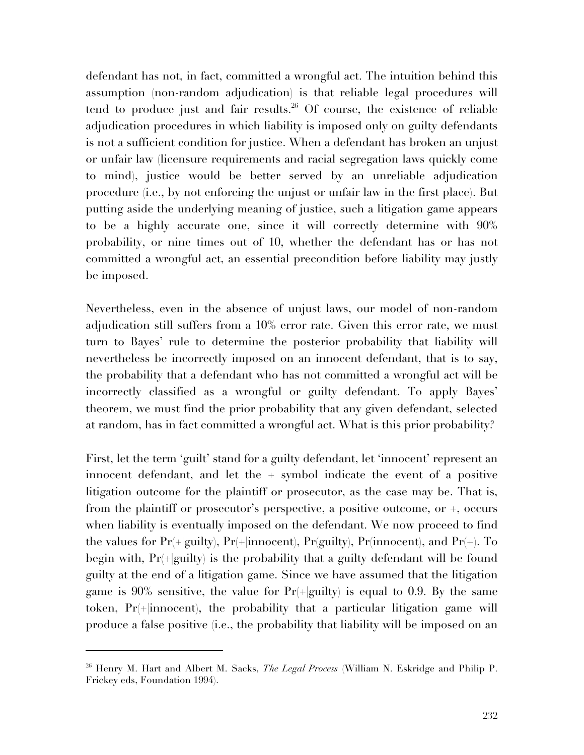defendant has not, in fact, committed a wrongful act. The intuition behind this assumption (non-random adjudication) is that reliable legal procedures will tend to produce just and fair results.[26] Of course, the existence of reliable adjudication procedures in which liability is imposed only on guilty defendants is not a sufficient condition for justice. When a defendant has broken an unjust or unfair law (licensure requirements and racial segregation laws quickly come to mind), justice would be better served by an unreliable adjudication procedure (i.e., by not enforcing the unjust or unfair law in the first place). But putting aside the underlying meaning of justice, such a litigation game appears to be a highly accurate one, since it will correctly determine with 90% probability, or nine times out of 10, whether the defendant has or has not committed a wrongful act, an essential precondition before liability may justly be imposed.

Nevertheless, even in the absence of unjust laws, our model of non-random adjudication still suffers from a 10% error rate. Given this error rate, we must turn to Bayes' rule to determine the posterior probability that liability will nevertheless be incorrectly imposed on an innocent defendant, that is to say, the probability that a defendant who has not committed a wrongful act will be incorrectly classified as a wrongful or guilty defendant. To apply Bayes' theorem, we must find the prior probability that any given defendant, selected at random, has in fact committed a wrongful act. What is this prior probability?

First, let the term 'guilt' stand for a guilty defendant, let 'innocent' represent an innocent defendant, and let the + symbol indicate the event of a positive litigation outcome for the plaintiff or prosecutor, as the case may be. That is, from the plaintiff or prosecutor's perspective, a positive outcome, or +, occurs when liability is eventually imposed on the defendant. We now proceed to find the values for Pr(+|guilty), Pr(+|innocent), Pr(guilty), Pr(innocent), and Pr(+). To begin with, Pr(+|guilty) is the probability that a guilty defendant will be found guilty at the end of a litigation game. Since we have assumed that the litigation game is 90% sensitive, the value for Pr(+|guilty) is equal to 0.9. By the same token, Pr(+|innocent), the probability that a particular litigation game will produce a false positive (i.e., the probability that liability will be imposed on an

[26] Henry M. Hart and Albert M. Sacks, *The Legal Process* (William N. Eskridge and Philip P. Frickey eds, Foundation 1994).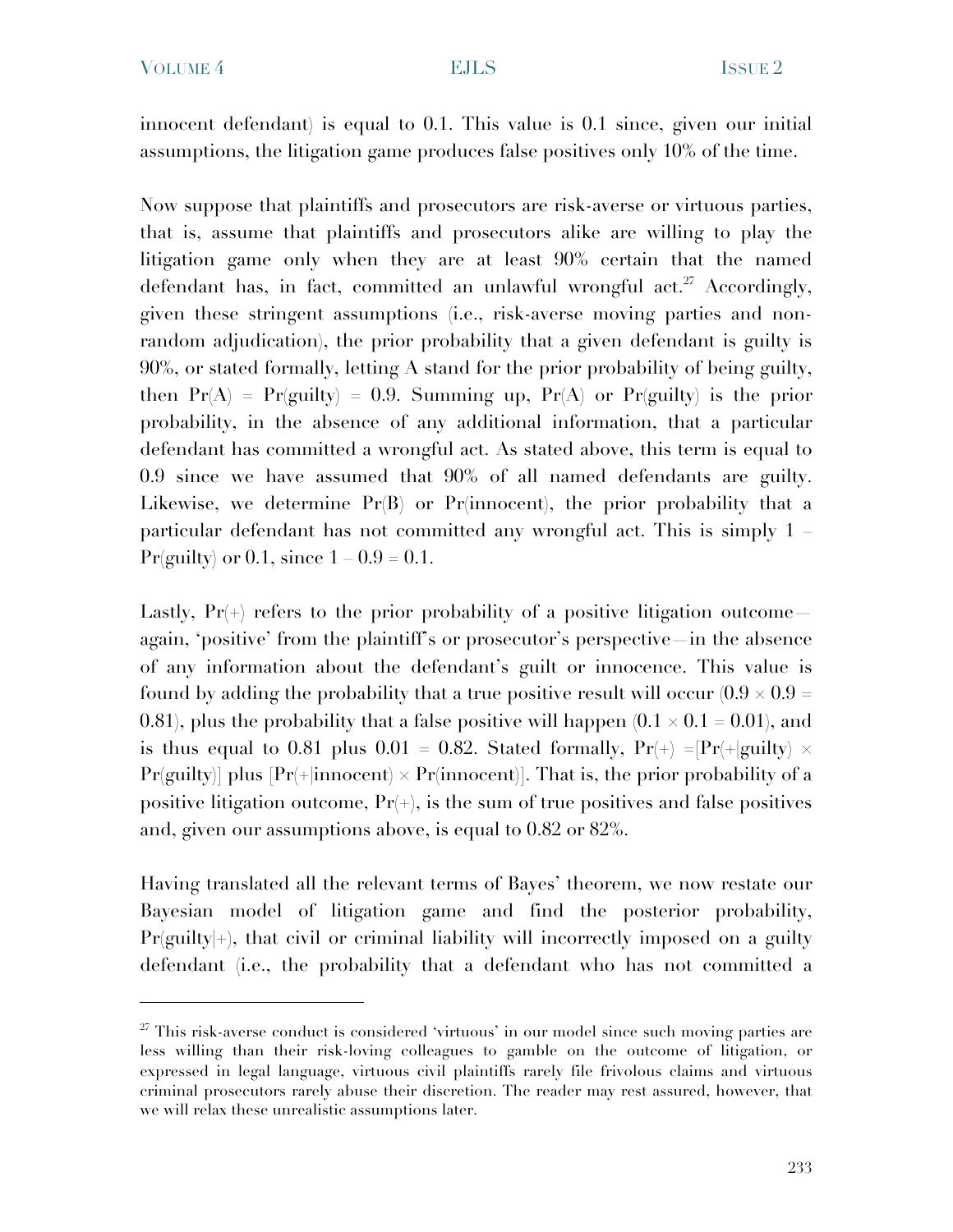innocent defendant) is equal to 0.1. This value is 0.1 since, given our initial assumptions, the litigation game produces false positives only 10% of the time.

Now suppose that plaintiffs and prosecutors are risk-averse or virtuous parties, that is, assume that plaintiffs and prosecutors alike are willing to play the litigation game only when they are at least 90% certain that the named defendant has, in fact, committed an unlawful wrongful act.[27] Accordingly, given these stringent assumptions (i.e., risk-averse moving parties and non-random adjudication), the prior probability that a given defendant is guilty is 90%, or stated formally, letting A stand for the prior probability of being guilty, then Pr(A) = Pr(guilty) = 0.9. Summing up, Pr(A) or Pr(guilty) is the prior probability, in the absence of any additional information, that a particular defendant has committed a wrongful act. As stated above, this term is equal to 0.9 since we have assumed that 90% of all named defendants are guilty. Likewise, we determine Pr(B) or Pr(innocent), the prior probability that a particular defendant has not committed any wrongful act. This is simply 1 – Pr(guilty) or 0.1, since 1 – 0.9 = 0.1.

Lastly, Pr(+) refers to the prior probability of a positive litigation outcome—again, 'positive' from the plaintiff's or prosecutor's perspective—in the absence of any information about the defendant's guilt or innocence. This value is found by adding the probability that a true positive result will occur ($0.9 \times 0.9 = 0.81$), plus the probability that a false positive will happen ($0.1 \times 0.1 = 0.01$), and is thus equal to 0.81 plus 0.01 = 0.82. Stated formally, Pr(+) =[Pr(+|guilty) × Pr(guilty)] plus [Pr(+|innocent) × Pr(innocent)]. That is, the prior probability of a positive litigation outcome, Pr(+), is the sum of true positives and false positives and, given our assumptions above, is equal to 0.82 or 82%.

Having translated all the relevant terms of Bayes' theorem, we now restate our Bayesian model of litigation game and find the posterior probability, Pr(guilty|+), that civil or criminal liability will incorrectly imposed on a guilty defendant (i.e., the probability that a defendant who has not committed a

---

[27] This risk-averse conduct is considered 'virtuous' in our model since such moving parties are less willing than their risk-loving colleagues to gamble on the outcome of litigation, or expressed in legal language, virtuous civil plaintiffs rarely file frivolous claims and virtuous criminal prosecutors rarely abuse their discretion. The reader may rest assured, however, that we will relax these unrealistic assumptions later.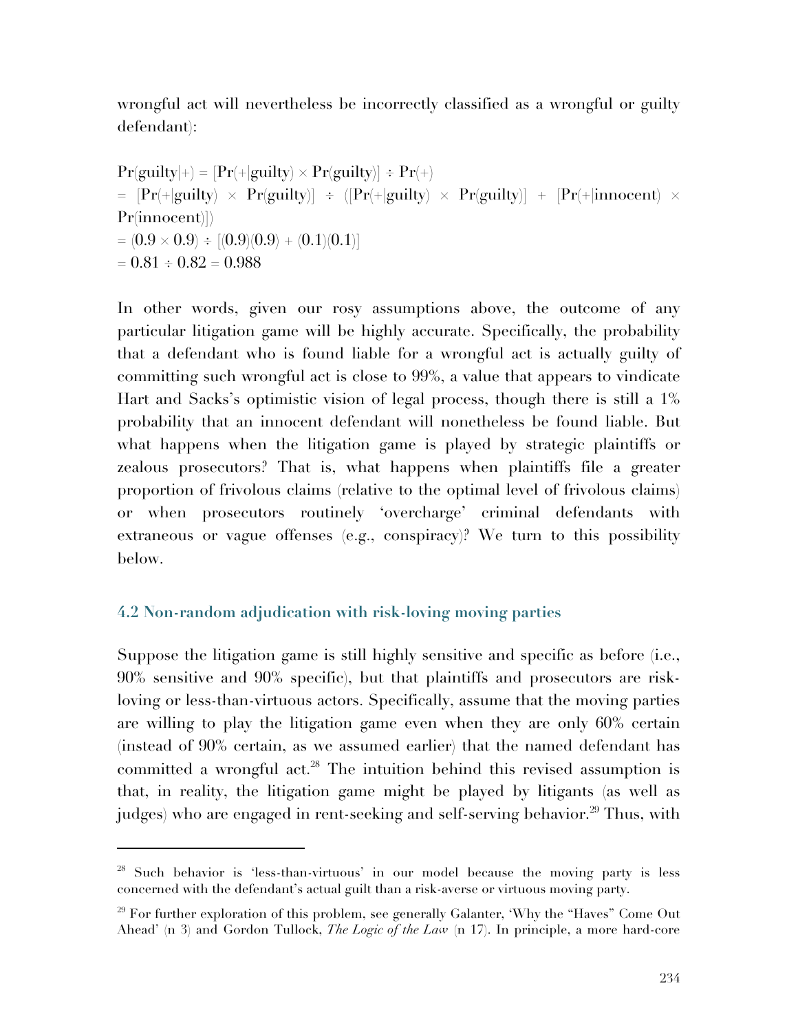wrongful act will nevertheless be incorrectly classified as a wrongful or guilty defendant):

$$\Pr(\text{guilty}|+) = [\Pr(+|\text{guilty}) \times \Pr(\text{guilty})] \div \Pr(+)$$
$$= [\Pr(+|\text{guilty}) \times \Pr(\text{guilty})] \div ([\Pr(+|\text{guilty}) \times \Pr(\text{guilty})] + [\Pr(+|\text{innocent}) \times \Pr(\text{innocent})])$$
$$= (0.9 \times 0.9) \div [(0.9)(0.9) + (0.1)(0.1)]$$
$$= 0.81 \div 0.82 = 0.988$$

In other words, given our rosy assumptions above, the outcome of any particular litigation game will be highly accurate. Specifically, the probability that a defendant who is found liable for a wrongful act is actually guilty of committing such wrongful act is close to 99%, a value that appears to vindicate Hart and Sacks's optimistic vision of legal process, though there is still a 1% probability that an innocent defendant will nonetheless be found liable. But what happens when the litigation game is played by strategic plaintiffs or zealous prosecutors? That is, what happens when plaintiffs file a greater proportion of frivolous claims (relative to the optimal level of frivolous claims) or when prosecutors routinely 'overcharge' criminal defendants with extraneous or vague offenses (e.g., conspiracy)? We turn to this possibility below.

### 4.2 Non-random adjudication with risk-loving moving parties

Suppose the litigation game is still highly sensitive and specific as before (i.e., 90% sensitive and 90% specific), but that plaintiffs and prosecutors are risk-loving or less-than-virtuous actors. Specifically, assume that the moving parties are willing to play the litigation game even when they are only 60% certain (instead of 90% certain, as we assumed earlier) that the named defendant has committed a wrongful act.[28] The intuition behind this revised assumption is that, in reality, the litigation game might be played by litigants (as well as judges) who are engaged in rent-seeking and self-serving behavior.[29] Thus, with

---

[28] Such behavior is 'less-than-virtuous' in our model because the moving party is less concerned with the defendant's actual guilt than a risk-averse or virtuous moving party.

[29] For further exploration of this problem, see generally Galanter, 'Why the "Haves" Come Out Ahead' (n 3) and Gordon Tullock, *The Logic of the Law* (n 17). In principle, a more hard-core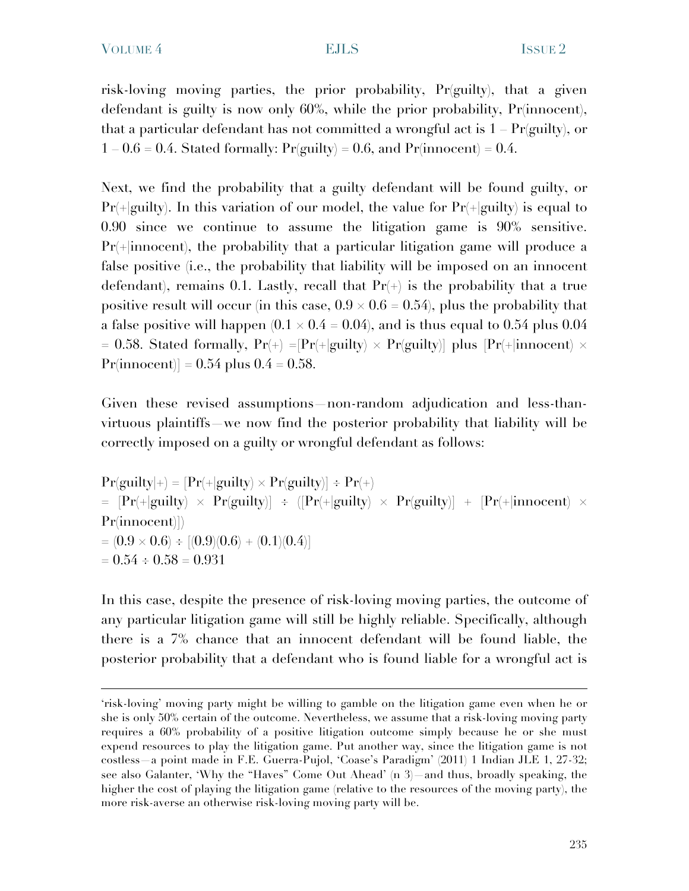risk-loving moving parties, the prior probability, Pr(guilty), that a given defendant is guilty is now only 60%, while the prior probability, Pr(innocent), that a particular defendant has not committed a wrongful act is 1 – Pr(guilty), or 1 – 0.6 = 0.4. Stated formally: Pr(guilty) = 0.6, and Pr(innocent) = 0.4.

Next, we find the probability that a guilty defendant will be found guilty, or Pr(+|guilty). In this variation of our model, the value for Pr(+|guilty) is equal to 0.90 since we continue to assume the litigation game is 90% sensitive. Pr(+|innocent), the probability that a particular litigation game will produce a false positive (i.e., the probability that liability will be imposed on an innocent defendant), remains 0.1. Lastly, recall that Pr(+) is the probability that a true positive result will occur (in this case, $0.9 \times 0.6 = 0.54$), plus the probability that a false positive will happen ($0.1 \times 0.4 = 0.04$), and is thus equal to 0.54 plus 0.04 = 0.58. Stated formally, Pr(+) =[Pr(+|guilty) × Pr(guilty)] plus [Pr(+|innocent) × Pr(innocent)] = 0.54 plus 0.4 = 0.58.

Given these revised assumptions—non-random adjudication and less-than-virtuous plaintiffs—we now find the posterior probability that liability will be correctly imposed on a guilty or wrongful defendant as follows:

$$\Pr(\text{guilty}|+) = [\Pr(+|\text{guilty}) \times \Pr(\text{guilty})] \div \Pr(+)$$
$$= [\Pr(+|\text{guilty}) \times \Pr(\text{guilty})] \div ([\Pr(+|\text{guilty}) \times \Pr(\text{guilty})] + [\Pr(+|\text{innocent}) \times \Pr(\text{innocent})])$$
$$= (0.9 \times 0.6) \div [(0.9)(0.6) + (0.1)(0.4)]$$
$$= 0.54 \div 0.58 = 0.931$$

In this case, despite the presence of risk-loving moving parties, the outcome of any particular litigation game will still be highly reliable. Specifically, although there is a 7% chance that an innocent defendant will be found liable, the posterior probability that a defendant who is found liable for a wrongful act is

---

'risk-loving' moving party might be willing to gamble on the litigation game even when he or she is only 50% certain of the outcome. Nevertheless, we assume that a risk-loving moving party requires a 60% probability of a positive litigation outcome simply because he or she must expend resources to play the litigation game. Put another way, since the litigation game is not costless—a point made in F.E. Guerra-Pujol, 'Coase's Paradigm' (2011) 1 Indian JLE 1, 27-32; see also Galanter, 'Why the "Haves" Come Out Ahead' (n 3)—and thus, broadly speaking, the higher the cost of playing the litigation game (relative to the resources of the moving party), the more risk-averse an otherwise risk-loving moving party will be.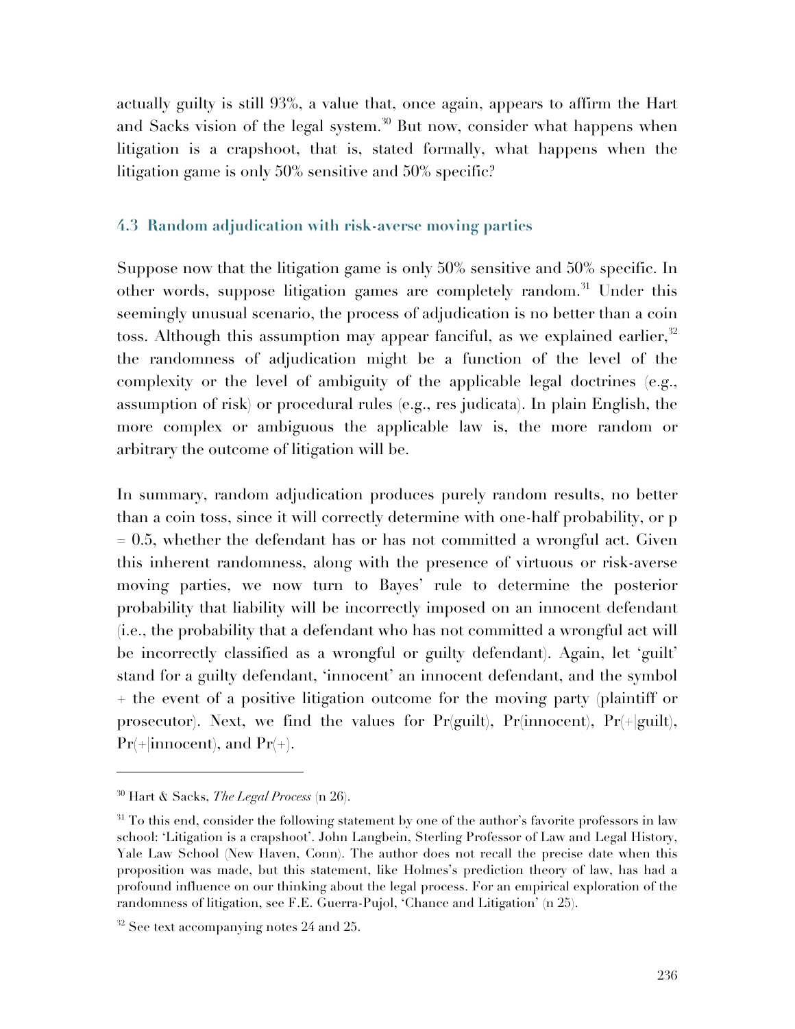actually guilty is still 93%, a value that, once again, appears to affirm the Hart and Sacks vision of the legal system.[30] But now, consider what happens when litigation is a crapshoot, that is, stated formally, what happens when the litigation game is only 50% sensitive and 50% specific?

### 4.3 Random adjudication with risk-averse moving parties

Suppose now that the litigation game is only 50% sensitive and 50% specific. In other words, suppose litigation games are completely random.[31] Under this seemingly unusual scenario, the process of adjudication is no better than a coin toss. Although this assumption may appear fanciful, as we explained earlier,[32] the randomness of adjudication might be a function of the level of the complexity or the level of ambiguity of the applicable legal doctrines (e.g., assumption of risk) or procedural rules (e.g., res judicata). In plain English, the more complex or ambiguous the applicable law is, the more random or arbitrary the outcome of litigation will be.

In summary, random adjudication produces purely random results, no better than a coin toss, since it will correctly determine with one-half probability, or $p = 0.5$, whether the defendant has or has not committed a wrongful act. Given this inherent randomness, along with the presence of virtuous or risk-averse moving parties, we now turn to Bayes' rule to determine the posterior probability that liability will be incorrectly imposed on an innocent defendant (i.e., the probability that a defendant who has not committed a wrongful act will be incorrectly classified as a wrongful or guilty defendant). Again, let 'guilt' stand for a guilty defendant, 'innocent' an innocent defendant, and the symbol + the event of a positive litigation outcome for the moving party (plaintiff or prosecutor). Next, we find the values for Pr(guilt), Pr(innocent), Pr(+|guilt), Pr(+|innocent), and Pr(+).

---

[30] Hart & Sacks, *The Legal Process* (n 26).

[31] To this end, consider the following statement by one of the author's favorite professors in law school: 'Litigation is a crapshoot'. John Langbein, Sterling Professor of Law and Legal History, Yale Law School (New Haven, Conn). The author does not recall the precise date when this proposition was made, but this statement, like Holmes's prediction theory of law, has had a profound influence on our thinking about the legal process. For an empirical exploration of the randomness of litigation, see F.E. Guerra-Pujol, 'Chance and Litigation' (n 25).

[32] See text accompanying notes 24 and 25.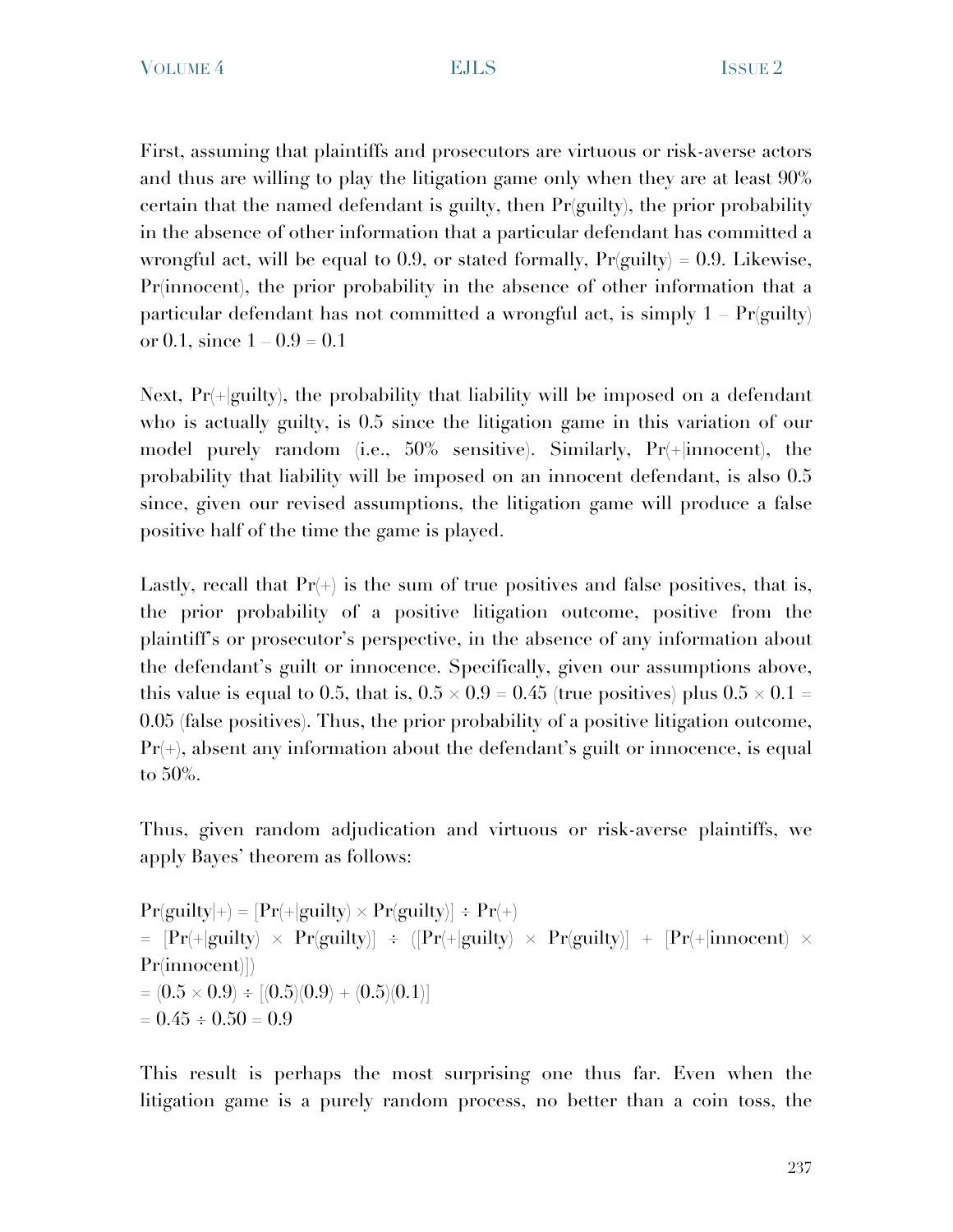First, assuming that plaintiffs and prosecutors are virtuous or risk-averse actors and thus are willing to play the litigation game only when they are at least 90% certain that the named defendant is guilty, then Pr(guilty), the prior probability in the absence of other information that a particular defendant has committed a wrongful act, will be equal to 0.9, or stated formally, Pr(guilty) = 0.9. Likewise, Pr(innocent), the prior probability in the absence of other information that a particular defendant has not committed a wrongful act, is simply 1 – Pr(guilty) or 0.1, since 1 – 0.9 = 0.1

Next, Pr(+|guilty), the probability that liability will be imposed on a defendant who is actually guilty, is 0.5 since the litigation game in this variation of our model purely random (i.e., 50% sensitive). Similarly, Pr(+|innocent), the probability that liability will be imposed on an innocent defendant, is also 0.5 since, given our revised assumptions, the litigation game will produce a false positive half of the time the game is played.

Lastly, recall that Pr(+) is the sum of true positives and false positives, that is, the prior probability of a positive litigation outcome, positive from the plaintiff's or prosecutor's perspective, in the absence of any information about the defendant's guilt or innocence. Specifically, given our assumptions above, this value is equal to 0.5, that is, $0.5 \times 0.9 = 0.45$ (true positives) plus $0.5 \times 0.1 = 0.05$ (false positives). Thus, the prior probability of a positive litigation outcome, Pr(+), absent any information about the defendant's guilt or innocence, is equal to 50%.

Thus, given random adjudication and virtuous or risk-averse plaintiffs, we apply Bayes' theorem as follows:

$$\Pr(\text{guilty}|+) = [\Pr(+|\text{guilty}) \times \Pr(\text{guilty})] \div \Pr(+)$$
$$= [\Pr(+|\text{guilty}) \times \Pr(\text{guilty})] \div ([\Pr(+|\text{guilty}) \times \Pr(\text{guilty})] + [\Pr(+|\text{innocent}) \times \Pr(\text{innocent})])$$
$$= (0.5 \times 0.9) \div [(0.5)(0.9) + (0.5)(0.1)]$$
$$= 0.45 \div 0.50 = 0.9$$

This result is perhaps the most surprising one thus far. Even when the litigation game is a purely random process, no better than a coin toss, the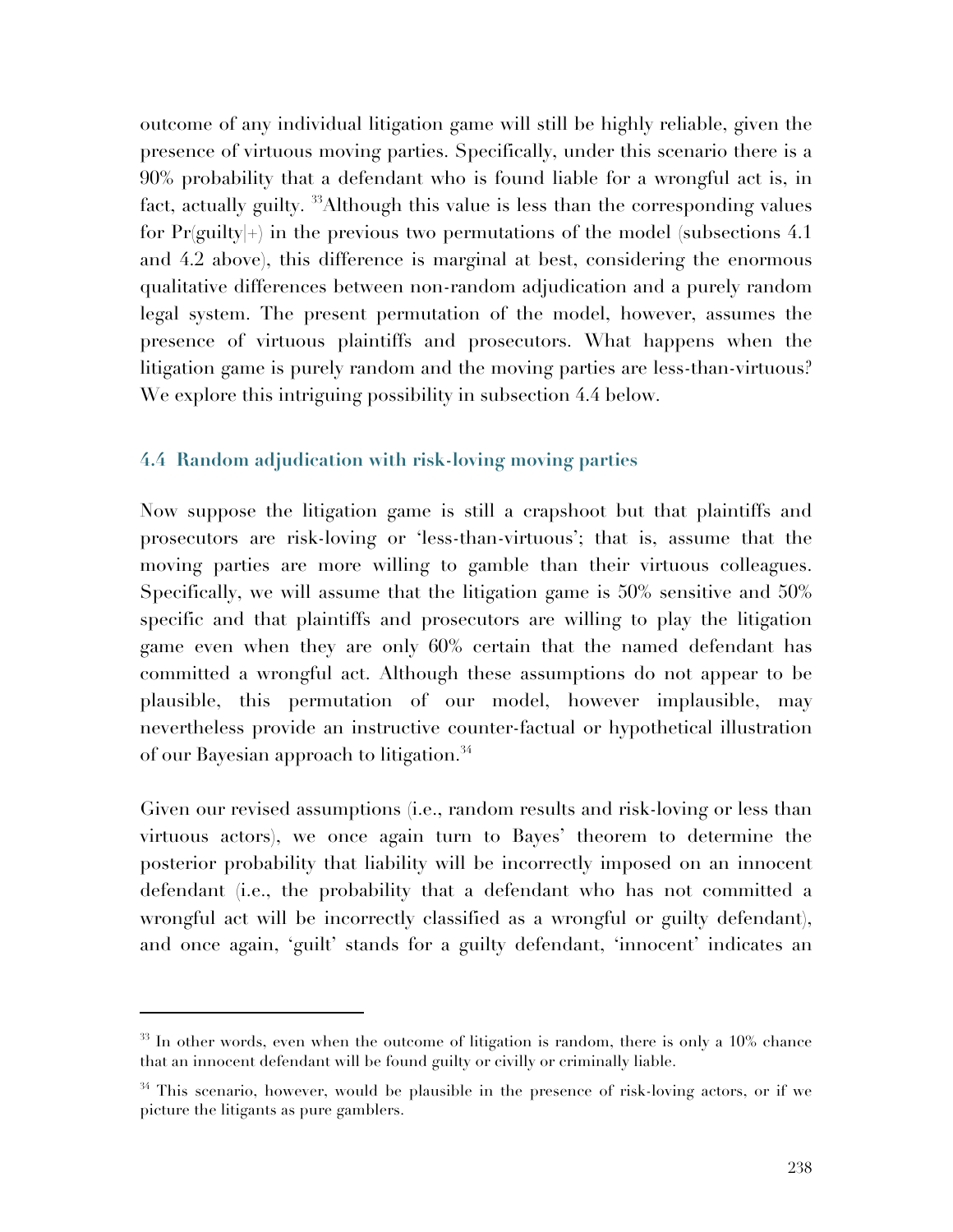outcome of any individual litigation game will still be highly reliable, given the presence of virtuous moving parties. Specifically, under this scenario there is a 90% probability that a defendant who is found liable for a wrongful act is, in fact, actually guilty. [33]Although this value is less than the corresponding values for Pr(guilty|+) in the previous two permutations of the model (subsections 4.1 and 4.2 above), this difference is marginal at best, considering the enormous qualitative differences between non-random adjudication and a purely random legal system. The present permutation of the model, however, assumes the presence of virtuous plaintiffs and prosecutors. What happens when the litigation game is purely random and the moving parties are less-than-virtuous? We explore this intriguing possibility in subsection 4.4 below.

### 4.4 Random adjudication with risk-loving moving parties

Now suppose the litigation game is still a crapshoot but that plaintiffs and prosecutors are risk-loving or 'less-than-virtuous'; that is, assume that the moving parties are more willing to gamble than their virtuous colleagues. Specifically, we will assume that the litigation game is 50% sensitive and 50% specific and that plaintiffs and prosecutors are willing to play the litigation game even when they are only 60% certain that the named defendant has committed a wrongful act. Although these assumptions do not appear to be plausible, this permutation of our model, however implausible, may nevertheless provide an instructive counter-factual or hypothetical illustration of our Bayesian approach to litigation.[34]

Given our revised assumptions (i.e., random results and risk-loving or less than virtuous actors), we once again turn to Bayes' theorem to determine the posterior probability that liability will be incorrectly imposed on an innocent defendant (i.e., the probability that a defendant who has not committed a wrongful act will be incorrectly classified as a wrongful or guilty defendant), and once again, 'guilt' stands for a guilty defendant, 'innocent' indicates an

---

[33] In other words, even when the outcome of litigation is random, there is only a 10% chance that an innocent defendant will be found guilty or civilly or criminally liable.

[34] This scenario, however, would be plausible in the presence of risk-loving actors, or if we picture the litigants as pure gamblers.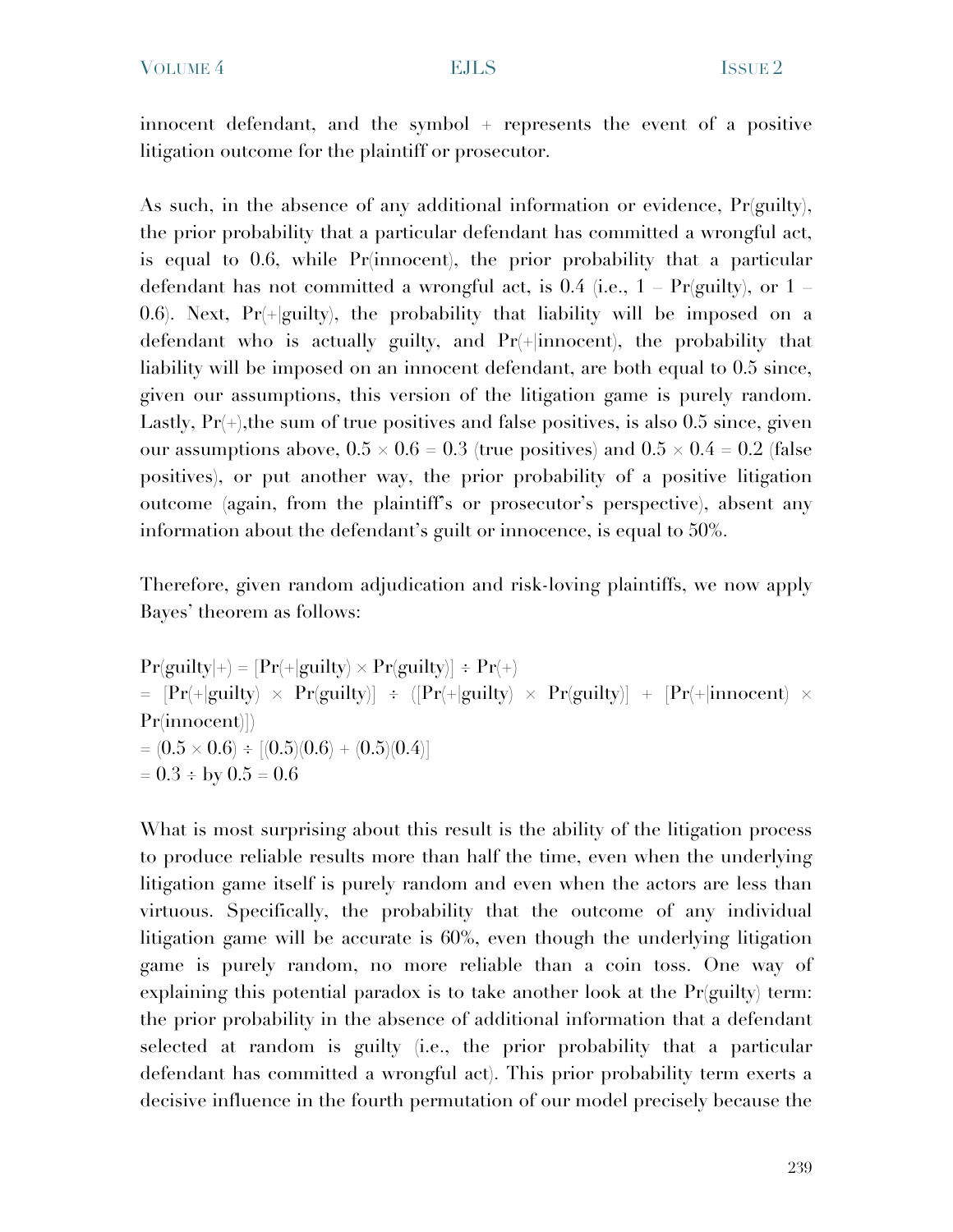innocent defendant, and the symbol + represents the event of a positive litigation outcome for the plaintiff or prosecutor.

As such, in the absence of any additional information or evidence, Pr(guilty), the prior probability that a particular defendant has committed a wrongful act, is equal to 0.6, while Pr(innocent), the prior probability that a particular defendant has not committed a wrongful act, is 0.4 (i.e., 1 – Pr(guilty), or 1 – 0.6). Next, Pr(+|guilty), the probability that liability will be imposed on a defendant who is actually guilty, and Pr(+|innocent), the probability that liability will be imposed on an innocent defendant, are both equal to 0.5 since, given our assumptions, this version of the litigation game is purely random. Lastly, Pr(+),the sum of true positives and false positives, is also 0.5 since, given our assumptions above, 0.5 × 0.6 = 0.3 (true positives) and 0.5 × 0.4 = 0.2 (false positives), or put another way, the prior probability of a positive litigation outcome (again, from the plaintiff's or prosecutor's perspective), absent any information about the defendant's guilt or innocence, is equal to 50%.

Therefore, given random adjudication and risk-loving plaintiffs, we now apply Bayes' theorem as follows:

$$\Pr(\text{guilty}|+) = [\Pr(+|\text{guilty}) \times \Pr(\text{guilty})] \div \Pr(+)$$
$$= [\Pr(+|\text{guilty}) \times \Pr(\text{guilty})] \div ([\Pr(+|\text{guilty}) \times \Pr(\text{guilty})] + [\Pr(+|\text{innocent}) \times \Pr(\text{innocent})])$$
$$= (0.5 \times 0.6) \div [(0.5)(0.6) + (0.5)(0.4)]$$
$$= 0.3 \div \text{by } 0.5 = 0.6$$

What is most surprising about this result is the ability of the litigation process to produce reliable results more than half the time, even when the underlying litigation game itself is purely random and even when the actors are less than virtuous. Specifically, the probability that the outcome of any individual litigation game will be accurate is 60%, even though the underlying litigation game is purely random, no more reliable than a coin toss. One way of explaining this potential paradox is to take another look at the Pr(guilty) term: the prior probability in the absence of additional information that a defendant selected at random is guilty (i.e., the prior probability that a particular defendant has committed a wrongful act). This prior probability term exerts a decisive influence in the fourth permutation of our model precisely because the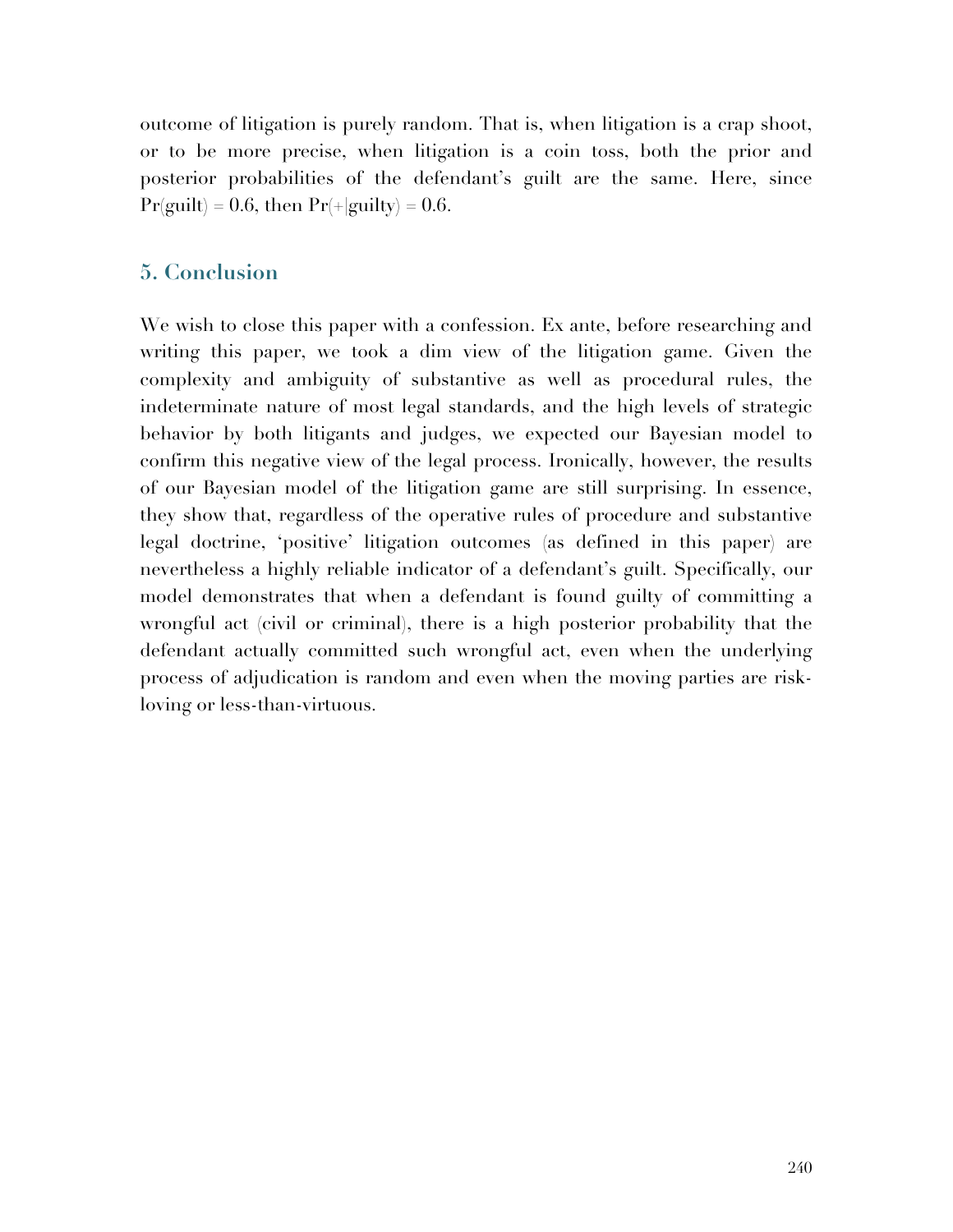outcome of litigation is purely random. That is, when litigation is a crap shoot, or to be more precise, when litigation is a coin toss, both the prior and posterior probabilities of the defendant's guilt are the same. Here, since Pr(guilt) = 0.6, then Pr(+|guilty) = 0.6.

## 5. Conclusion

We wish to close this paper with a confession. Ex ante, before researching and writing this paper, we took a dim view of the litigation game. Given the complexity and ambiguity of substantive as well as procedural rules, the indeterminate nature of most legal standards, and the high levels of strategic behavior by both litigants and judges, we expected our Bayesian model to confirm this negative view of the legal process. Ironically, however, the results of our Bayesian model of the litigation game are still surprising. In essence, they show that, regardless of the operative rules of procedure and substantive legal doctrine, 'positive' litigation outcomes (as defined in this paper) are nevertheless a highly reliable indicator of a defendant's guilt. Specifically, our model demonstrates that when a defendant is found guilty of committing a wrongful act (civil or criminal), there is a high posterior probability that the defendant actually committed such wrongful act, even when the underlying process of adjudication is random and even when the moving parties are risk-loving or less-than-virtuous.